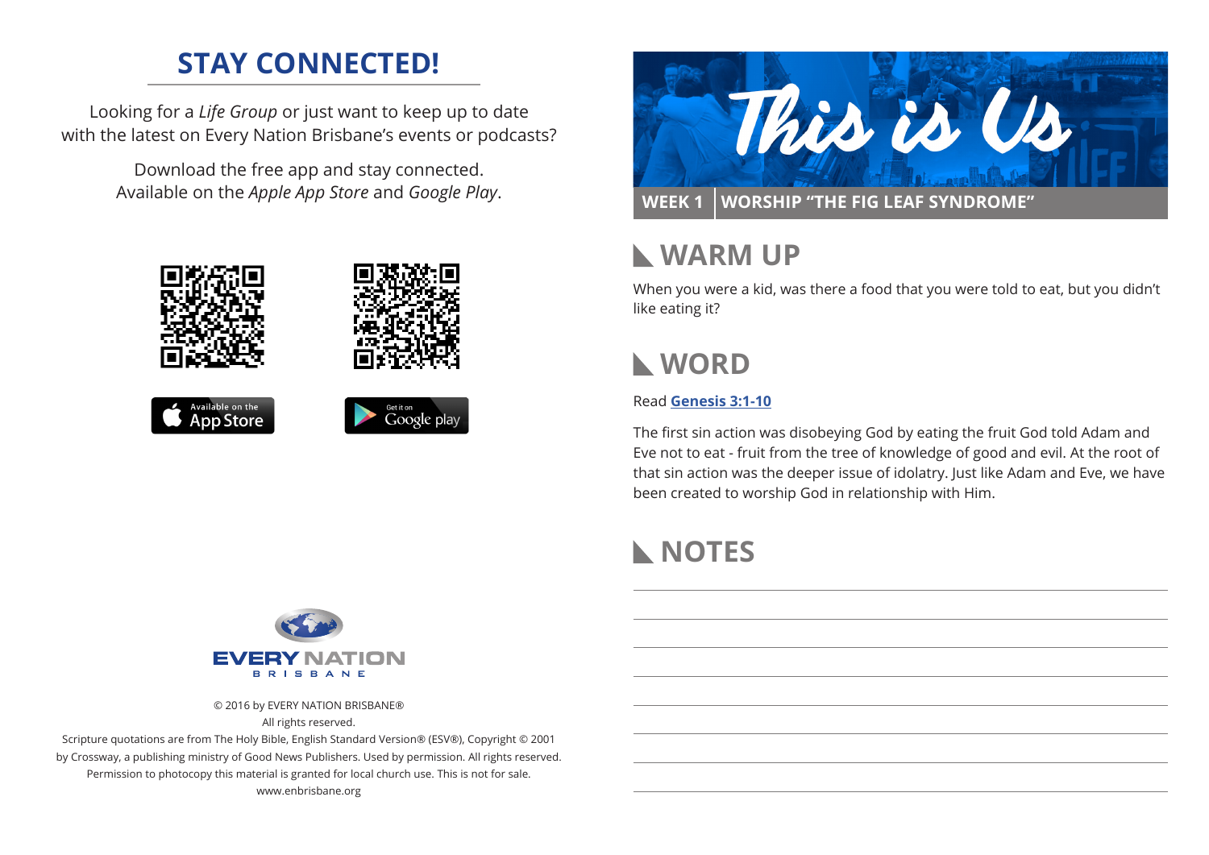## STAY CONNECTED!

Looking for a *Life Group* or just want to keep up to date with the latest on Every Nation Brisbane's events or podcasts?

Download the free app and stay connected. Available on the *Apple App Store* and *Google Play*.

Available on the App Store

Get it on Google play

EVERY NATION
BRISBANE

© 2016 by EVERY NATION BRISBANE®
All rights reserved.
Scripture quotations are from The Holy Bible, English Standard Version® (ESV®), Copyright © 2001 by Crossway, a publishing ministry of Good News Publishers. Used by permission. All rights reserved.
Permission to photocopy this material is granted for local church use. This is not for sale.
www.enbrisbane.org

# This is Us

**WEEK 1** | **WORSHIP "THE FIG LEAF SYNDROME"**

## WARM UP

When you were a kid, was there a food that you were told to eat, but you didn't like eating it?

## WORD

Read **Genesis 3:1-10**

The first sin action was disobeying God by eating the fruit God told Adam and Eve not to eat - fruit from the tree of knowledge of good and evil. At the root of that sin action was the deeper issue of idolatry. Just like Adam and Eve, we have been created to worship God in relationship with Him.

## NOTES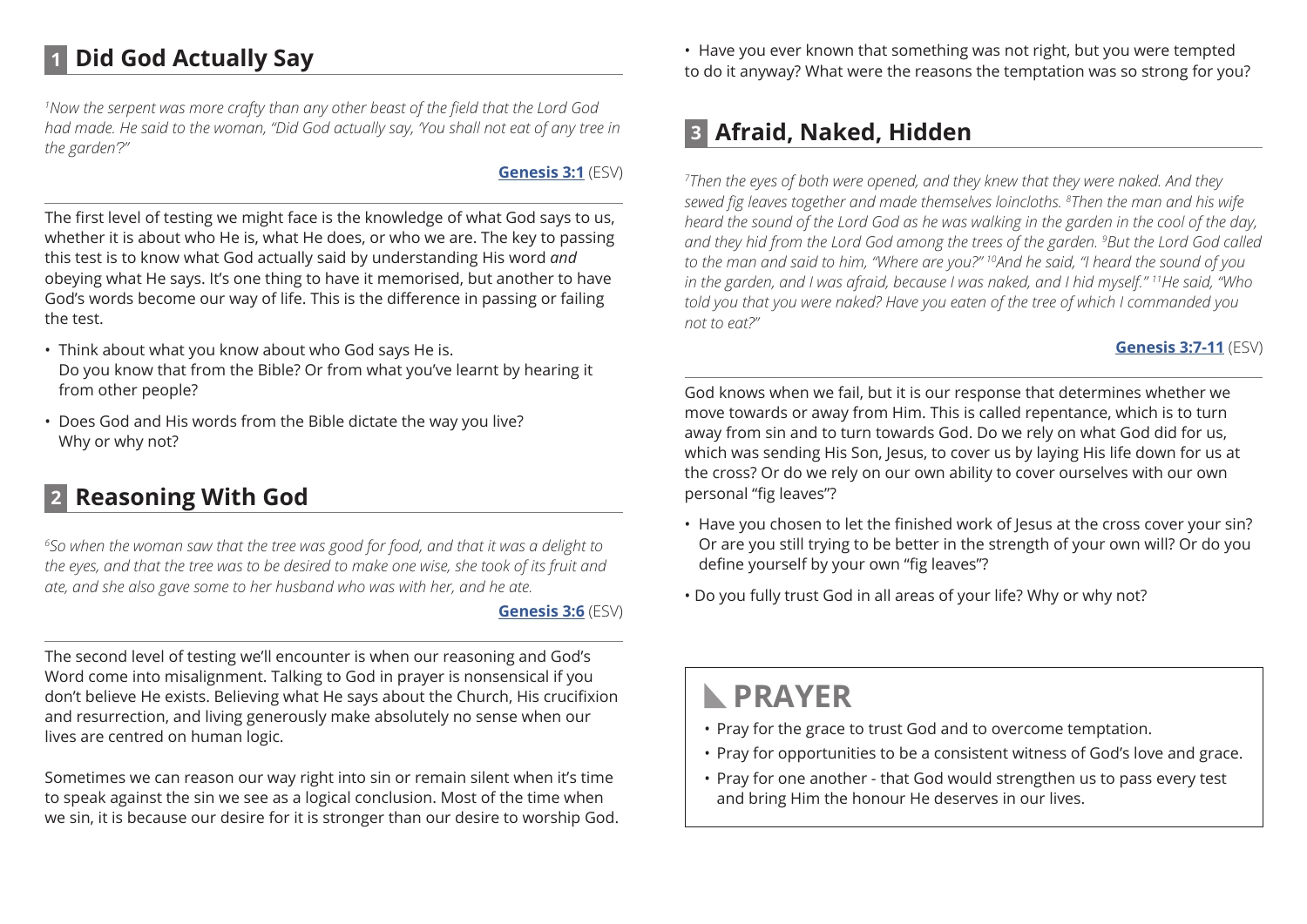## 1 Did God Actually Say

*[1]Now the serpent was more crafty than any other beast of the field that the Lord God had made. He said to the woman, "Did God actually say, 'You shall not eat of any tree in the garden'?"*

**Genesis 3:1** (ESV)

The first level of testing we might face is the knowledge of what God says to us, whether it is about who He is, what He does, or who we are. The key to passing this test is to know what God actually said by understanding His word *and* obeying what He says. It's one thing to have it memorised, but another to have God's words become our way of life. This is the difference in passing or failing the test.

- Think about what you know about who God says He is. Do you know that from the Bible? Or from what you've learnt by hearing it from other people?
- Does God and His words from the Bible dictate the way you live? Why or why not?

## 2 Reasoning With God

*[6]So when the woman saw that the tree was good for food, and that it was a delight to the eyes, and that the tree was to be desired to make one wise, she took of its fruit and ate, and she also gave some to her husband who was with her, and he ate.*

**Genesis 3:6** (ESV)

The second level of testing we'll encounter is when our reasoning and God's Word come into misalignment. Talking to God in prayer is nonsensical if you don't believe He exists. Believing what He says about the Church, His crucifixion and resurrection, and living generously make absolutely no sense when our lives are centred on human logic.

Sometimes we can reason our way right into sin or remain silent when it's time to speak against the sin we see as a logical conclusion. Most of the time when we sin, it is because our desire for it is stronger than our desire to worship God.

- Have you ever known that something was not right, but you were tempted to do it anyway? What were the reasons the temptation was so strong for you?

## 3 Afraid, Naked, Hidden

*[7]Then the eyes of both were opened, and they knew that they were naked. And they sewed fig leaves together and made themselves loincloths. [8]Then the man and his wife heard the sound of the Lord God as he was walking in the garden in the cool of the day, and they hid from the Lord God among the trees of the garden. [9]But the Lord God called to the man and said to him, "Where are you?" [10]And he said, "I heard the sound of you in the garden, and I was afraid, because I was naked, and I hid myself." [11]He said, "Who told you that you were naked? Have you eaten of the tree of which I commanded you not to eat?"*

**Genesis 3:7-11** (ESV)

God knows when we fail, but it is our response that determines whether we move towards or away from Him. This is called repentance, which is to turn away from sin and to turn towards God. Do we rely on what God did for us, which was sending His Son, Jesus, to cover us by laying His life down for us at the cross? Or do we rely on our own ability to cover ourselves with our own personal "fig leaves"?

- Have you chosen to let the finished work of Jesus at the cross cover your sin? Or are you still trying to be better in the strength of your own will? Or do you define yourself by your own "fig leaves"?
- Do you fully trust God in all areas of your life? Why or why not?

## PRAYER

- Pray for the grace to trust God and to overcome temptation.
- Pray for opportunities to be a consistent witness of God's love and grace.
- Pray for one another - that God would strengthen us to pass every test and bring Him the honour He deserves in our lives.